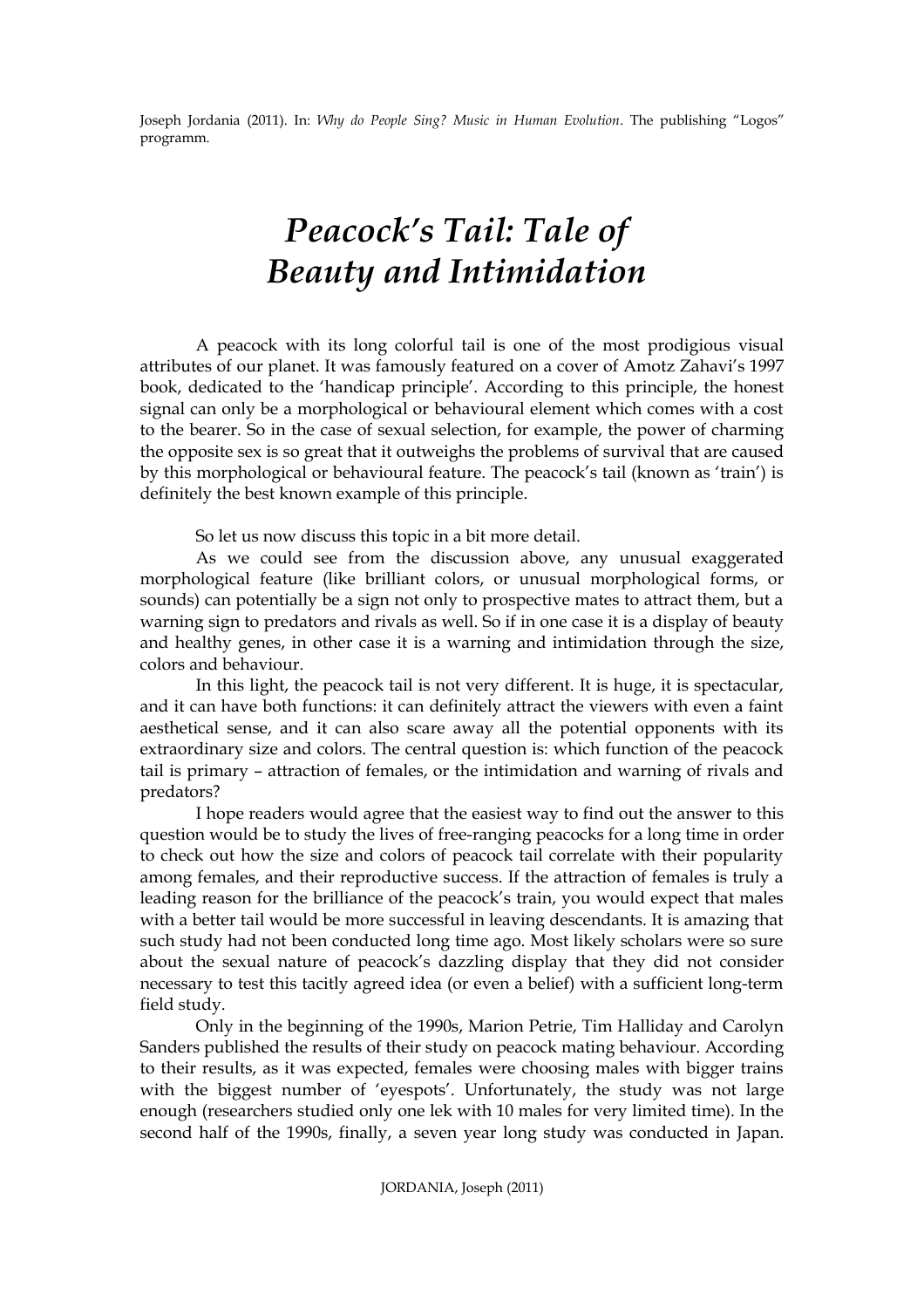Joseph Jordania (2011). In: *Why do People Sing? Music in Human Evolution*. The publishing "Logos" programm.

# *Peacock's Tail: Tale of Beauty and Intimidation*

A peacock with its long colorful tail is one of the most prodigious visual attributes of our planet. It was famously featured on a cover of Amotz Zahavi's 1997 book, dedicated to the 'handicap principle'. According to this principle, the honest signal can only be a morphological or behavioural element which comes with a cost to the bearer. So in the case of sexual selection, for example, the power of charming the opposite sex is so great that it outweighs the problems of survival that are caused by this morphological or behavioural feature. The peacock's tail (known as 'train') is definitely the best known example of this principle.

So let us now discuss this topic in a bit more detail.

As we could see from the discussion above, any unusual exaggerated morphological feature (like brilliant colors, or unusual morphological forms, or sounds) can potentially be a sign not only to prospective mates to attract them, but a warning sign to predators and rivals as well. So if in one case it is a display of beauty and healthy genes, in other case it is a warning and intimidation through the size, colors and behaviour.

In this light, the peacock tail is not very different. It is huge, it is spectacular, and it can have both functions: it can definitely attract the viewers with even a faint aesthetical sense, and it can also scare away all the potential opponents with its extraordinary size and colors. The central question is: which function of the peacock tail is primary – attraction of females, or the intimidation and warning of rivals and predators?

I hope readers would agree that the easiest way to find out the answer to this question would be to study the lives of free-ranging peacocks for a long time in order to check out how the size and colors of peacock tail correlate with their popularity among females, and their reproductive success. If the attraction of females is truly a leading reason for the brilliance of the peacock's train, you would expect that males with a better tail would be more successful in leaving descendants. It is amazing that such study had not been conducted long time ago. Most likely scholars were so sure about the sexual nature of peacock's dazzling display that they did not consider necessary to test this tacitly agreed idea (or even a belief) with a sufficient long-term field study.

Only in the beginning of the 1990s, Marion Petrie, Tim Halliday and Carolyn Sanders published the results of their study on peacock mating behaviour. According to their results, as it was expected, females were choosing males with bigger trains with the biggest number of 'eyespots'. Unfortunately, the study was not large enough (researchers studied only one lek with 10 males for very limited time). In the second half of the 1990s, finally, a seven year long study was conducted in Japan.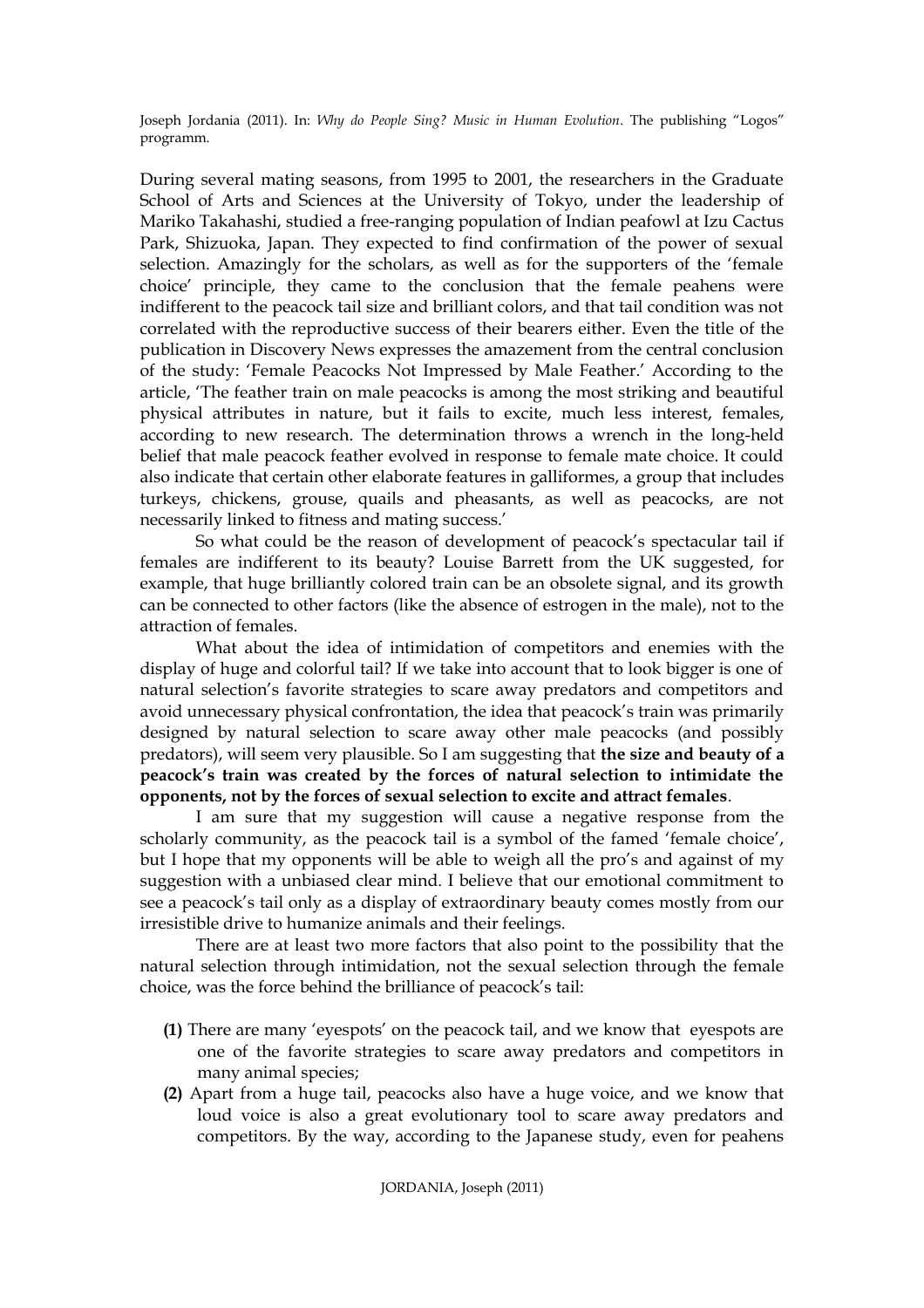During several mating seasons, from 1995 to 2001, the researchers in the Graduate School of Arts and Sciences at the University of Tokyo, under the leadership of Mariko Takahashi, studied a free-ranging population of Indian peafowl at Izu Cactus Park, Shizuoka, Japan. They expected to find confirmation of the power of sexual selection. Amazingly for the scholars, as well as for the supporters of the 'female choice' principle, they came to the conclusion that the female peahens were indifferent to the peacock tail size and brilliant colors, and that tail condition was not correlated with the reproductive success of their bearers either. Even the title of the publication in Discovery News expresses the amazement from the central conclusion of the study: 'Female Peacocks Not Impressed by Male Feather.' According to the article, 'The feather train on male peacocks is among the most striking and beautiful physical attributes in nature, but it fails to excite, much less interest, females, according to new research. The determination throws a wrench in the long-held belief that male peacock feather evolved in response to female mate choice. It could also indicate that certain other elaborate features in galliformes, a group that includes turkeys, chickens, grouse, quails and pheasants, as well as peacocks, are not necessarily linked to fitness and mating success.'

So what could be the reason of development of peacock's spectacular tail if females are indifferent to its beauty? Louise Barrett from the UK suggested, for example, that huge brilliantly colored train can be an obsolete signal, and its growth can be connected to other factors (like the absence of estrogen in the male), not to the attraction of females.

What about the idea of intimidation of competitors and enemies with the display of huge and colorful tail? If we take into account that to look bigger is one of natural selection's favorite strategies to scare away predators and competitors and avoid unnecessary physical confrontation, the idea that peacock's train was primarily designed by natural selection to scare away other male peacocks (and possibly predators), will seem very plausible. So I am suggesting that **the size and beauty of a peacock's train was created by the forces of natural selection to intimidate the opponents, not by the forces of sexual selection to excite and attract females**.

I am sure that my suggestion will cause a negative response from the scholarly community, as the peacock tail is a symbol of the famed 'female choice', but I hope that my opponents will be able to weigh all the pro's and against of my suggestion with a unbiased clear mind. I believe that our emotional commitment to see a peacock's tail only as a display of extraordinary beauty comes mostly from our irresistible drive to humanize animals and their feelings.

There are at least two more factors that also point to the possibility that the natural selection through intimidation, not the sexual selection through the female choice, was the force behind the brilliance of peacock's tail:

- **(1)** There are many 'eyespots' on the peacock tail, and we know that eyespots are one of the favorite strategies to scare away predators and competitors in many animal species;
- **(2)** Apart from a huge tail, peacocks also have a huge voice, and we know that loud voice is also a great evolutionary tool to scare away predators and competitors. By the way, according to the Japanese study, even for peahens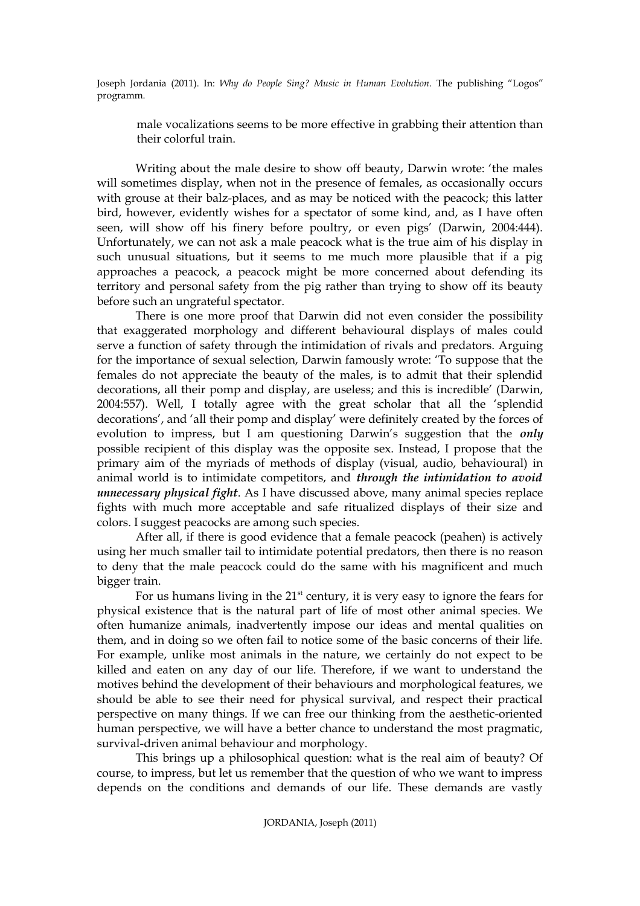male vocalizations seems to be more effective in grabbing their attention than their colorful train.

Writing about the male desire to show off beauty, Darwin wrote: 'the males will sometimes display, when not in the presence of females, as occasionally occurs with grouse at their balz-places, and as may be noticed with the peacock; this latter bird, however, evidently wishes for a spectator of some kind, and, as I have often seen, will show off his finery before poultry, or even pigs' (Darwin, 2004:444). Unfortunately, we can not ask a male peacock what is the true aim of his display in such unusual situations, but it seems to me much more plausible that if a pig approaches a peacock, a peacock might be more concerned about defending its territory and personal safety from the pig rather than trying to show off its beauty before such an ungrateful spectator.

There is one more proof that Darwin did not even consider the possibility that exaggerated morphology and different behavioural displays of males could serve a function of safety through the intimidation of rivals and predators. Arguing for the importance of sexual selection, Darwin famously wrote: 'To suppose that the females do not appreciate the beauty of the males, is to admit that their splendid decorations, all their pomp and display, are useless; and this is incredible' (Darwin, 2004:557). Well, I totally agree with the great scholar that all the 'splendid decorations', and 'all their pomp and display' were definitely created by the forces of evolution to impress, but I am questioning Darwin's suggestion that the ***only*** possible recipient of this display was the opposite sex. Instead, I propose that the primary aim of the myriads of methods of display (visual, audio, behavioural) in animal world is to intimidate competitors, and ***through the intimidation to avoid unnecessary physical fight***. As I have discussed above, many animal species replace fights with much more acceptable and safe ritualized displays of their size and colors. I suggest peacocks are among such species.

After all, if there is good evidence that a female peacock (peahen) is actively using her much smaller tail to intimidate potential predators, then there is no reason to deny that the male peacock could do the same with his magnificent and much bigger train.

For us humans living in the 21st century, it is very easy to ignore the fears for physical existence that is the natural part of life of most other animal species. We often humanize animals, inadvertently impose our ideas and mental qualities on them, and in doing so we often fail to notice some of the basic concerns of their life. For example, unlike most animals in the nature, we certainly do not expect to be killed and eaten on any day of our life. Therefore, if we want to understand the motives behind the development of their behaviours and morphological features, we should be able to see their need for physical survival, and respect their practical perspective on many things. If we can free our thinking from the aesthetic-oriented human perspective, we will have a better chance to understand the most pragmatic, survival-driven animal behaviour and morphology.

This brings up a philosophical question: what is the real aim of beauty? Of course, to impress, but let us remember that the question of who we want to impress depends on the conditions and demands of our life. These demands are vastly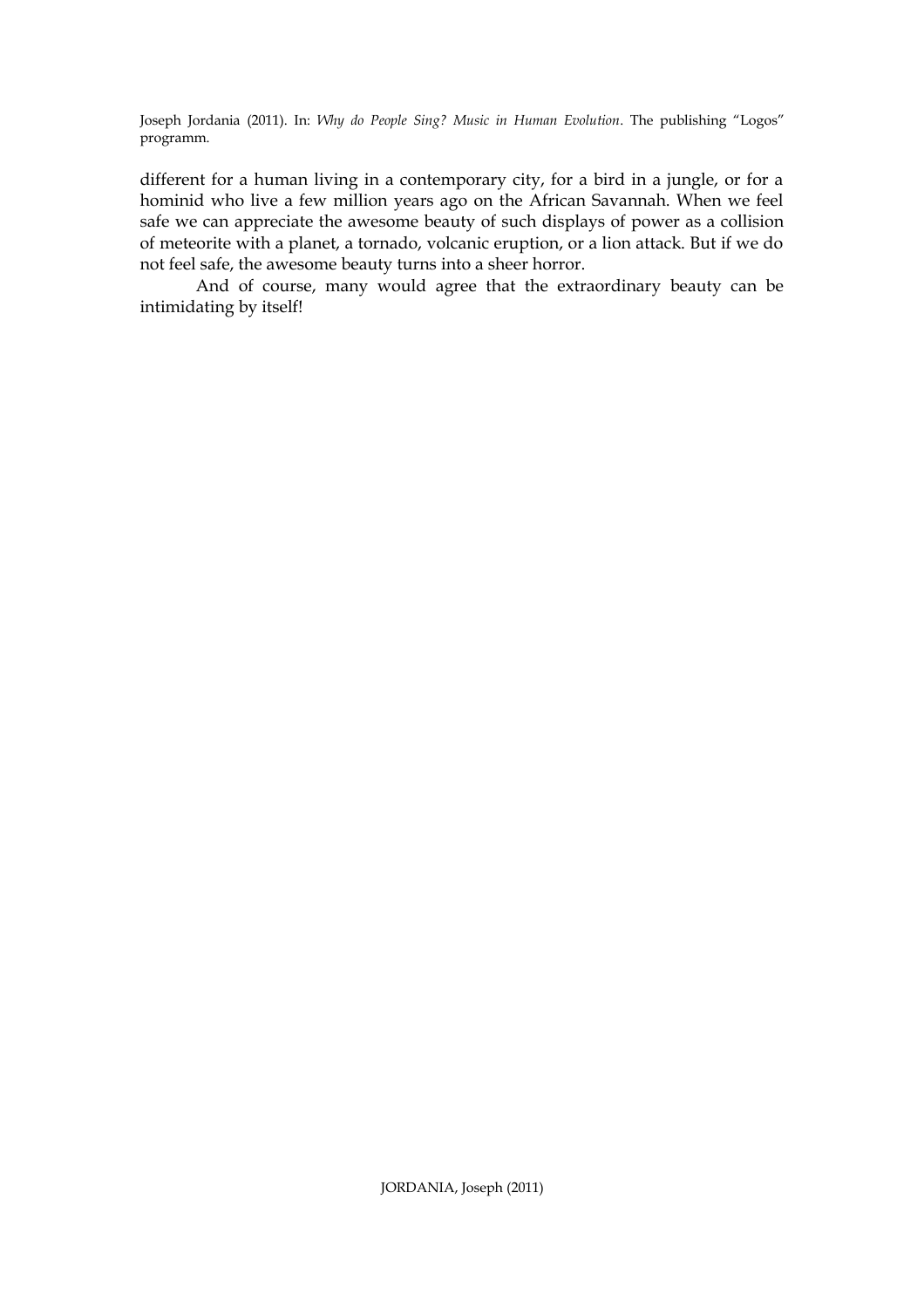different for a human living in a contemporary city, for a bird in a jungle, or for a hominid who live a few million years ago on the African Savannah. When we feel safe we can appreciate the awesome beauty of such displays of power as a collision of meteorite with a planet, a tornado, volcanic eruption, or a lion attack. But if we do not feel safe, the awesome beauty turns into a sheer horror.

And of course, many would agree that the extraordinary beauty can be intimidating by itself!